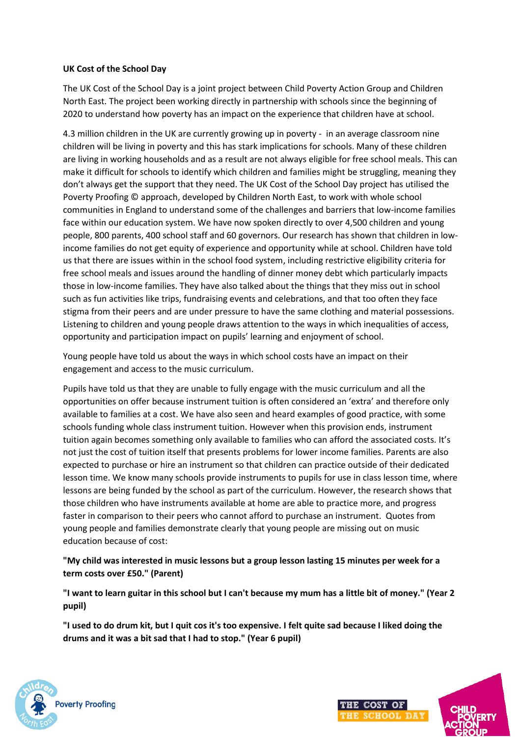**UK Cost of the School Day**

The UK Cost of the School Day is a joint project between Child Poverty Action Group and Children North East. The project been working directly in partnership with schools since the beginning of 2020 to understand how poverty has an impact on the experience that children have at school.

4.3 million children in the UK are currently growing up in poverty - in an average classroom nine children will be living in poverty and this has stark implications for schools. Many of these children are living in working households and as a result are not always eligible for free school meals. This can make it difficult for schools to identify which children and families might be struggling, meaning they don't always get the support that they need. The UK Cost of the School Day project has utilised the Poverty Proofing © approach, developed by Children North East, to work with whole school communities in England to understand some of the challenges and barriers that low-income families face within our education system. We have now spoken directly to over 4,500 children and young people, 800 parents, 400 school staff and 60 governors. Our research has shown that children in low-income families do not get equity of experience and opportunity while at school. Children have told us that there are issues within in the school food system, including restrictive eligibility criteria for free school meals and issues around the handling of dinner money debt which particularly impacts those in low-income families. They have also talked about the things that they miss out in school such as fun activities like trips, fundraising events and celebrations, and that too often they face stigma from their peers and are under pressure to have the same clothing and material possessions. Listening to children and young people draws attention to the ways in which inequalities of access, opportunity and participation impact on pupils' learning and enjoyment of school.

Young people have told us about the ways in which school costs have an impact on their engagement and access to the music curriculum.

Pupils have told us that they are unable to fully engage with the music curriculum and all the opportunities on offer because instrument tuition is often considered an 'extra' and therefore only available to families at a cost. We have also seen and heard examples of good practice, with some schools funding whole class instrument tuition. However when this provision ends, instrument tuition again becomes something only available to families who can afford the associated costs. It's not just the cost of tuition itself that presents problems for lower income families. Parents are also expected to purchase or hire an instrument so that children can practice outside of their dedicated lesson time. We know many schools provide instruments to pupils for use in class lesson time, where lessons are being funded by the school as part of the curriculum. However, the research shows that those children who have instruments available at home are able to practice more, and progress faster in comparison to their peers who cannot afford to purchase an instrument. Quotes from young people and families demonstrate clearly that young people are missing out on music education because of cost:

**"My child was interested in music lessons but a group lesson lasting 15 minutes per week for a term costs over £50." (Parent)**

**"I want to learn guitar in this school but I can't because my mum has a little bit of money." (Year 2 pupil)**

**"I used to do drum kit, but I quit cos it's too expensive. I felt quite sad because I liked doing the drums and it was a bit sad that I had to stop." (Year 6 pupil)**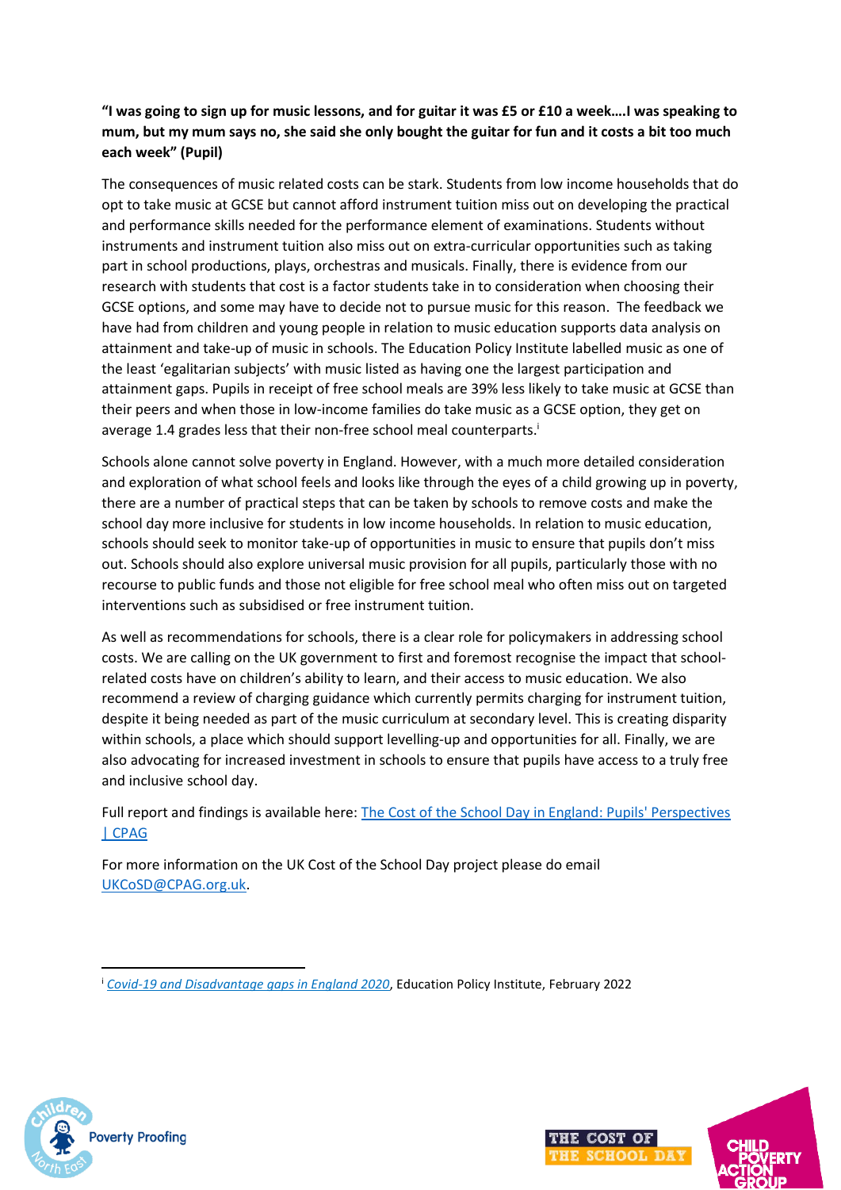**"I was going to sign up for music lessons, and for guitar it was £5 or £10 a week….I was speaking to mum, but my mum says no, she said she only bought the guitar for fun and it costs a bit too much each week" (Pupil)**

The consequences of music related costs can be stark. Students from low income households that do opt to take music at GCSE but cannot afford instrument tuition miss out on developing the practical and performance skills needed for the performance element of examinations. Students without instruments and instrument tuition also miss out on extra-curricular opportunities such as taking part in school productions, plays, orchestras and musicals. Finally, there is evidence from our research with students that cost is a factor students take in to consideration when choosing their GCSE options, and some may have to decide not to pursue music for this reason. The feedback we have had from children and young people in relation to music education supports data analysis on attainment and take-up of music in schools. The Education Policy Institute labelled music as one of the least 'egalitarian subjects' with music listed as having one the largest participation and attainment gaps. Pupils in receipt of free school meals are 39% less likely to take music at GCSE than their peers and when those in low-income families do take music as a GCSE option, they get on average 1.4 grades less that their non-free school meal counterparts.[i]

Schools alone cannot solve poverty in England. However, with a much more detailed consideration and exploration of what school feels and looks like through the eyes of a child growing up in poverty, there are a number of practical steps that can be taken by schools to remove costs and make the school day more inclusive for students in low income households. In relation to music education, schools should seek to monitor take-up of opportunities in music to ensure that pupils don't miss out. Schools should also explore universal music provision for all pupils, particularly those with no recourse to public funds and those not eligible for free school meal who often miss out on targeted interventions such as subsidised or free instrument tuition.

As well as recommendations for schools, there is a clear role for policymakers in addressing school costs. We are calling on the UK government to first and foremost recognise the impact that school-related costs have on children's ability to learn, and their access to music education. We also recommend a review of charging guidance which currently permits charging for instrument tuition, despite it being needed as part of the music curriculum at secondary level. This is creating disparity within schools, a place which should support levelling-up and opportunities for all. Finally, we are also advocating for increased investment in schools to ensure that pupils have access to a truly free and inclusive school day.

Full report and findings is available here: [The Cost of the School Day in England: Pupils' Perspectives | CPAG](#)

For more information on the UK Cost of the School Day project please do email [UKCoSD@CPAG.org.uk](mailto:UKCoSD@CPAG.org.uk).

---

[i] *Covid-19 and Disadvantage gaps in England 2020*, Education Policy Institute, February 2022